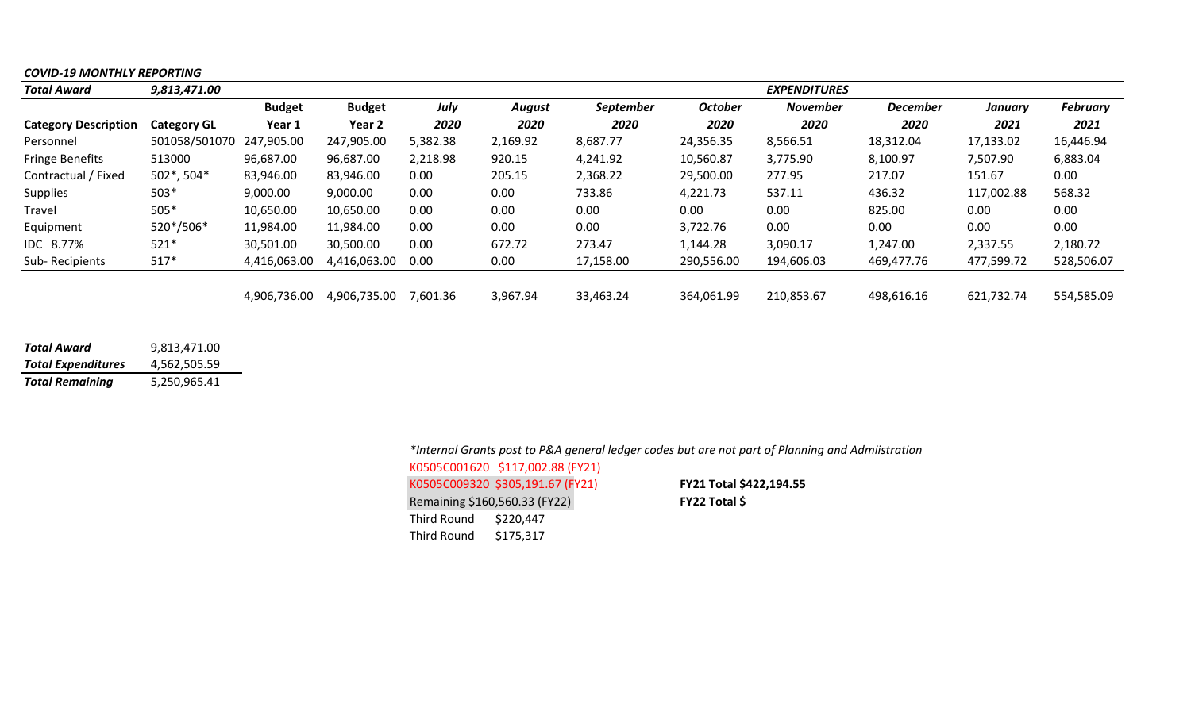***COVID-19 MONTHLY REPORTING***

| ***Total Award*** | ***9,813,471.00*** | | | | | | | ***EXPENDITURES*** | | | |
|---|---|---|---|---|---|---|---|---|---|---|---|
| | | **Budget** | **Budget** | ***July*** | ***August*** | ***September*** | ***October*** | ***November*** | ***December*** | ***January*** | ***February*** |
| **Category Description** | **Category GL** | **Year 1** | **Year 2** | ***2020*** | ***2020*** | ***2020*** | ***2020*** | ***2020*** | ***2020*** | ***2021*** | ***2021*** |
| Personnel | 501058/501070 | 247,905.00 | 247,905.00 | 5,382.38 | 2,169.92 | 8,687.77 | 24,356.35 | 8,566.51 | 18,312.04 | 17,133.02 | 16,446.94 |
| Fringe Benefits | 513000 | 96,687.00 | 96,687.00 | 2,218.98 | 920.15 | 4,241.92 | 10,560.87 | 3,775.90 | 8,100.97 | 7,507.90 | 6,883.04 |
| Contractual / Fixed | 502*, 504* | 83,946.00 | 83,946.00 | 0.00 | 205.15 | 2,368.22 | 29,500.00 | 277.95 | 217.07 | 151.67 | 0.00 |
| Supplies | 503* | 9,000.00 | 9,000.00 | 0.00 | 0.00 | 733.86 | 4,221.73 | 537.11 | 436.32 | 117,002.88 | 568.32 |
| Travel | 505* | 10,650.00 | 10,650.00 | 0.00 | 0.00 | 0.00 | 0.00 | 0.00 | 825.00 | 0.00 | 0.00 |
| Equipment | 520*/506* | 11,984.00 | 11,984.00 | 0.00 | 0.00 | 0.00 | 3,722.76 | 0.00 | 0.00 | 0.00 | 0.00 |
| IDC 8.77% | 521* | 30,501.00 | 30,500.00 | 0.00 | 672.72 | 273.47 | 1,144.28 | 3,090.17 | 1,247.00 | 2,337.55 | 2,180.72 |
| Sub- Recipients | 517* | 4,416,063.00 | 4,416,063.00 | 0.00 | 0.00 | 17,158.00 | 290,556.00 | 194,606.03 | 469,477.76 | 477,599.72 | 528,506.07 |
| | | 4,906,736.00 | 4,906,735.00 | 7,601.36 | 3,967.94 | 33,463.24 | 364,061.99 | 210,853.67 | 498,616.16 | 621,732.74 | 554,585.09 |

| | |
|---|---|
| ***Total Award*** | 9,813,471.00 |
| ***Total Expenditures*** | 4,562,505.59 |
| ***Total Remaining*** | 5,250,965.41 |

**Internal Grants post to P&A general ledger codes but are not part of Planning and Admiistration*

K0505C001620 $117,002.88 (FY21)

K0505C009320 $305,191.67 (FY21) **FY21 Total $422,194.55**

Remaining $160,560.33 (FY22) **FY22 Total $**

Third Round $220,447

Third Round $175,317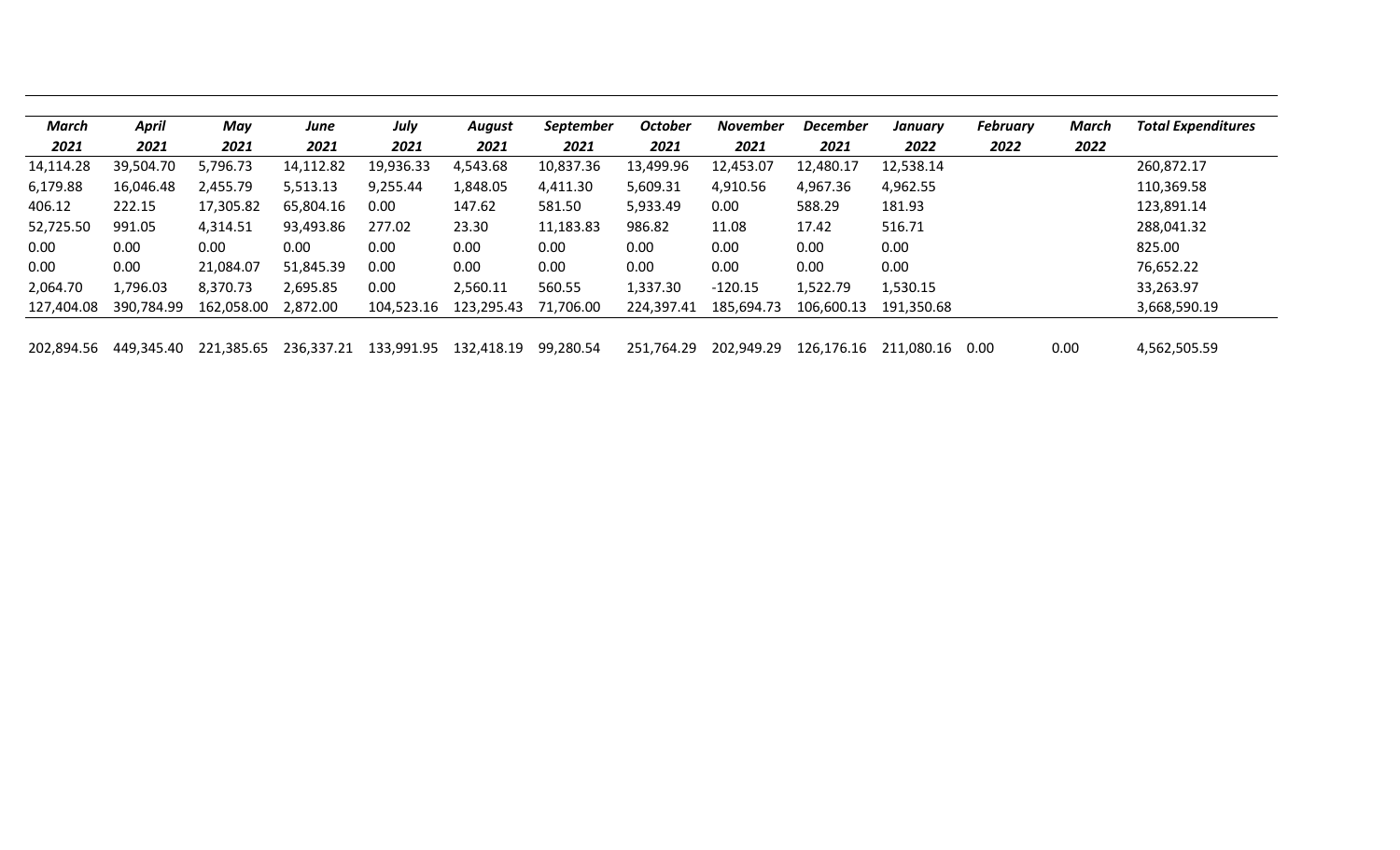| *March 2021* | *April 2021* | *May 2021* | *June 2021* | *July 2021* | *August 2021* | *September 2021* | *October 2021* | *November 2021* | *December 2021* | *January 2022* | *February 2022* | *March 2022* | *Total Expenditures* |
|---|---|---|---|---|---|---|---|---|---|---|---|---|---|
| 14,114.28 | 39,504.70 | 5,796.73 | 14,112.82 | 19,936.33 | 4,543.68 | 10,837.36 | 13,499.96 | 12,453.07 | 12,480.17 | 12,538.14 | | | 260,872.17 |
| 6,179.88 | 16,046.48 | 2,455.79 | 5,513.13 | 9,255.44 | 1,848.05 | 4,411.30 | 5,609.31 | 4,910.56 | 4,967.36 | 4,962.55 | | | 110,369.58 |
| 406.12 | 222.15 | 17,305.82 | 65,804.16 | 0.00 | 147.62 | 581.50 | 5,933.49 | 0.00 | 588.29 | 181.93 | | | 123,891.14 |
| 52,725.50 | 991.05 | 4,314.51 | 93,493.86 | 277.02 | 23.30 | 11,183.83 | 986.82 | 11.08 | 17.42 | 516.71 | | | 288,041.32 |
| 0.00 | 0.00 | 0.00 | 0.00 | 0.00 | 0.00 | 0.00 | 0.00 | 0.00 | 0.00 | 0.00 | | | 825.00 |
| 0.00 | 0.00 | 21,084.07 | 51,845.39 | 0.00 | 0.00 | 0.00 | 0.00 | 0.00 | 0.00 | 0.00 | | | 76,652.22 |
| 2,064.70 | 1,796.03 | 8,370.73 | 2,695.85 | 0.00 | 2,560.11 | 560.55 | 1,337.30 | -120.15 | 1,522.79 | 1,530.15 | | | 33,263.97 |
| 127,404.08 | 390,784.99 | 162,058.00 | 2,872.00 | 104,523.16 | 123,295.43 | 71,706.00 | 224,397.41 | 185,694.73 | 106,600.13 | 191,350.68 | | | 3,668,590.19 |
| 202,894.56 | 449,345.40 | 221,385.65 | 236,337.21 | 133,991.95 | 132,418.19 | 99,280.54 | 251,764.29 | 202,949.29 | 126,176.16 | 211,080.16 | 0.00 | 0.00 | 4,562,505.59 |